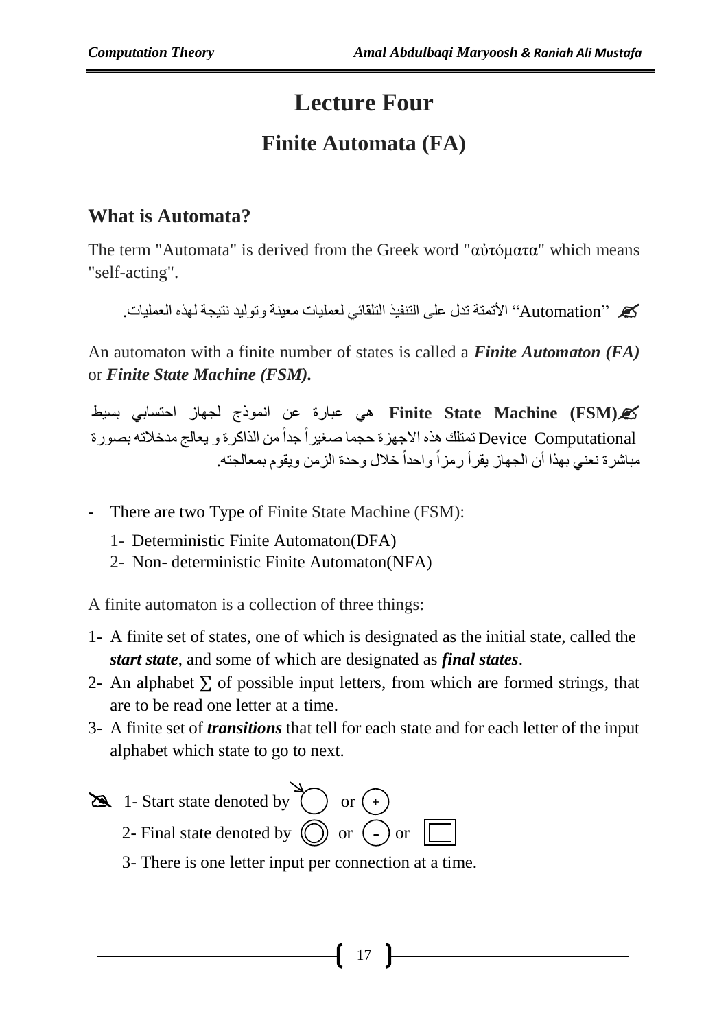# Lecture Four

## Finite Automata (FA)

### What is Automata?

The term "Automata" is derived from the Greek word "αὐτόματα" which means "self-acting".

✍ "Automation" الأتمتة تدل على التنفيذ التلقائي لعمليات معينة وتوليد نتيجة لهذه العمليات.

An automaton with a finite number of states is called a ***Finite Automaton (FA)*** or ***Finite State Machine (FSM).***

✍**Finite State Machine (FSM)** هي عبارة عن انموذج لجهاز احتسابي بسيط Computational Device تمتلك هذه الاجهزة حجما صغيراً جداً من الذاكرة و يعالج مدخلاته بصورة مباشرة نعني بهذا أن الجهاز يقرأ رمزاً واحداً خلال وحدة الزمن ويقوم بمعالجته.

- There are two Type of Finite State Machine (FSM):
  1. Deterministic Finite Automaton(DFA)
  2. Non- deterministic Finite Automaton(NFA)

A finite automaton is a collection of three things:

1. A finite set of states, one of which is designated as the initial state, called the ***start state***, and some of which are designated as ***final states***.
2. An alphabet $\sum$ of possible input letters, from which are formed strings, that are to be read one letter at a time.
3. A finite set of ***transitions*** that tell for each state and for each letter of the input alphabet which state to go to next.

1- Start state denoted by ↘◯ or (+)

2- Final state denoted by ◎ or (-) or ▣

3- There is one letter input per connection at a time.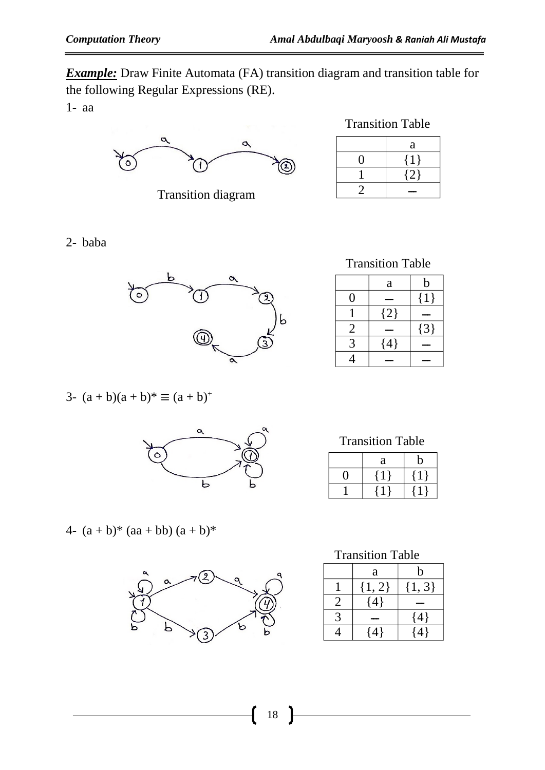***Example:*** Draw Finite Automata (FA) transition diagram and transition table for the following Regular Expressions (RE).

1- aa

Transition diagram

Transition Table

| | a |
|---|---|
| 0 | {1} |
| 1 | {2} |
| 2 | – |

2- baba

Transition Table

| | a | b |
|---|---|---|
| 0 | – | {1} |
| 1 | {2} | – |
| 2 | – | {3} |
| 3 | {4} | – |
| 4 | – | – |

3- $(a + b)(a + b)^* \equiv (a + b)^+$

Transition Table

| | a | b |
|---|---|---|
| 0 | {1} | {1} |
| 1 | {1} | {1} |

4- $(a + b)^* (aa + bb) (a + b)^*$

Transition Table

| | a | b |
|---|---|---|
| 1 | {1, 2} | {1, 3} |
| 2 | {4} | – |
| 3 | – | {4} |
| 4 | {4} | {4} |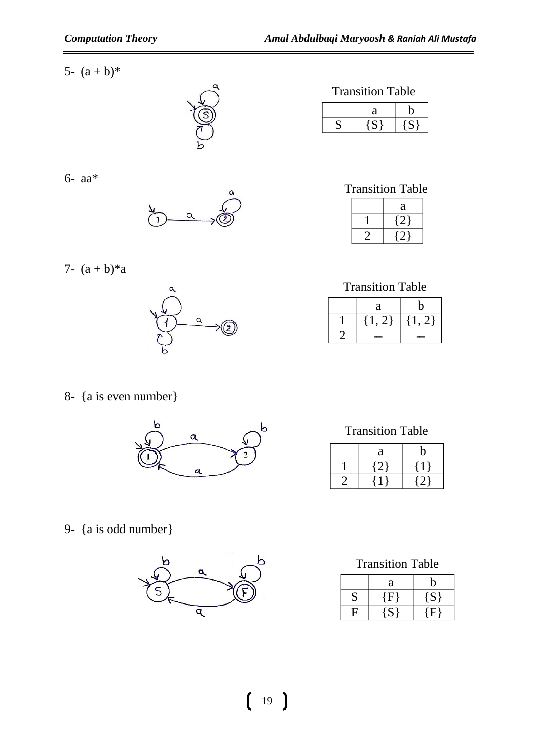5- (a + b)*

Transition Table

| | a | b |
|---|---|---|
| S | {S} | {S} |

6- aa*

Transition Table

| | a |
|---|---|
| 1 | {2} |
| 2 | {2} |

7- (a + b)*a

Transition Table

| | a | b |
|---|---|---|
| 1 | {1, 2} | {1, 2} |
| 2 | – | – |

8- {a is even number}

Transition Table

| | a | b |
|---|---|---|
| 1 | {2} | {1} |
| 2 | {1} | {2} |

9- {a is odd number}

Transition Table

| | a | b |
|---|---|---|
| S | {F} | {S} |
| F | {S} | {F} |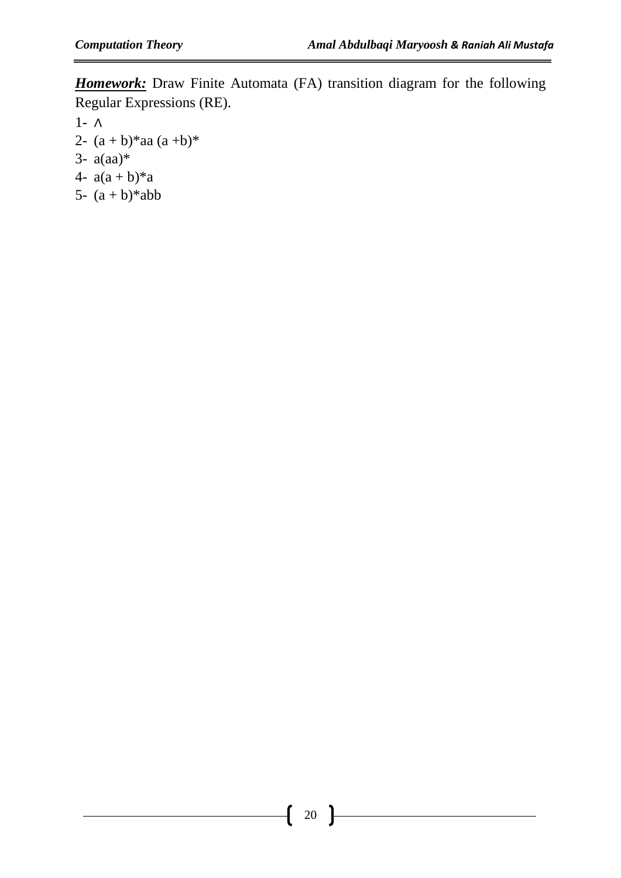***Homework:*** Draw Finite Automata (FA) transition diagram for the following Regular Expressions (RE).

1- $\Lambda$
2- (a + b)*aa (a +b)*
3- a(aa)*
4- a(a + b)*a
5- (a + b)*abb